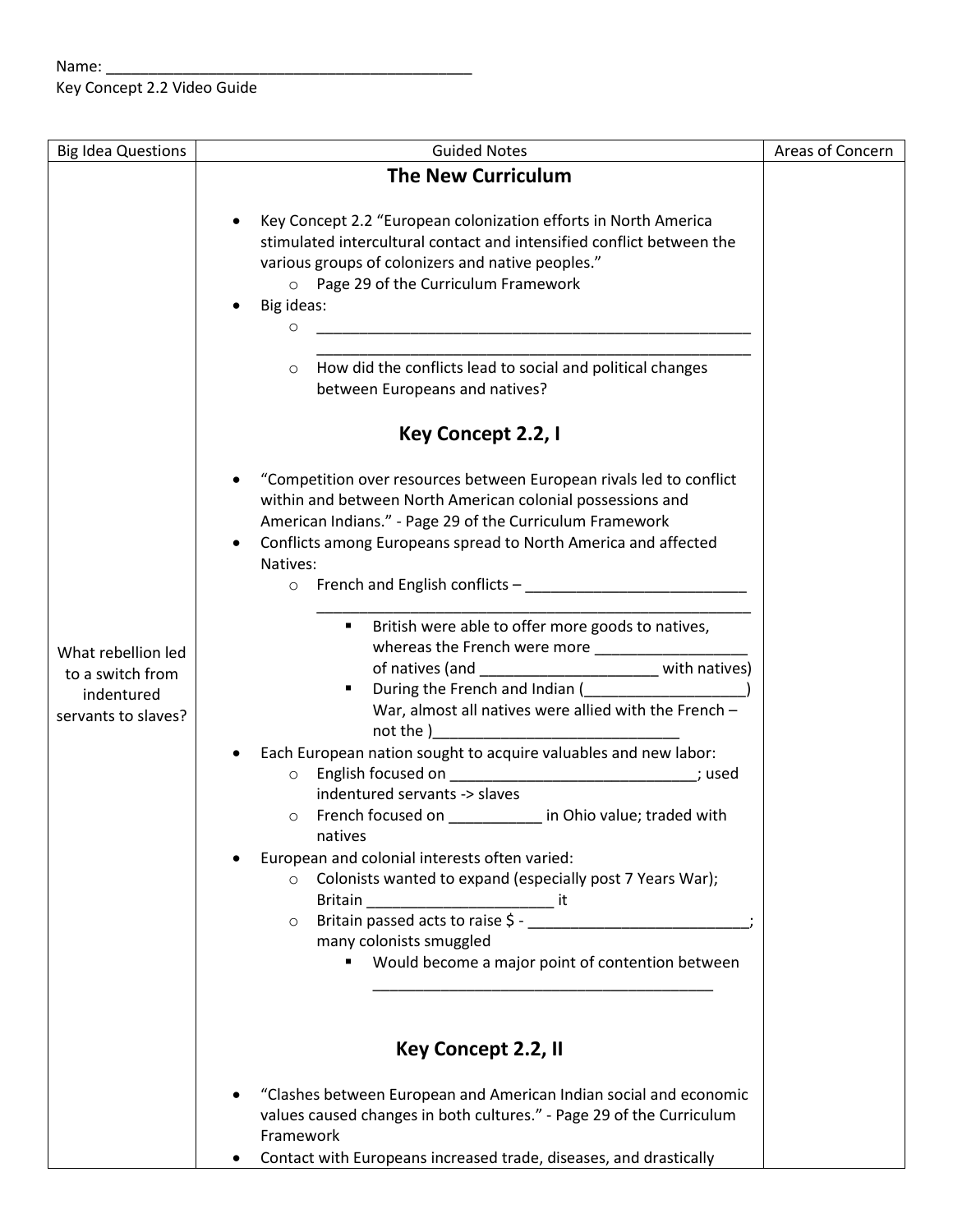Name: ___________________________________________

Key Concept 2.2 Video Guide

| Big Idea Questions | Guided Notes | Areas of Concern |
|---|---|---|
| What rebellion led to a switch from indentured servants to slaves? | **The New Curriculum**<br><br>• Key Concept 2.2 "European colonization efforts in North America stimulated intercultural contact and intensified conflict between the various groups of colonizers and native peoples."<br>&nbsp;&nbsp;&nbsp;&nbsp;o Page 29 of the Curriculum Framework<br>• Big ideas:<br>&nbsp;&nbsp;&nbsp;&nbsp;o ______________________________________________________<br>&nbsp;&nbsp;&nbsp;&nbsp;o How did the conflicts lead to social and political changes between Europeans and natives?<br><br>**Key Concept 2.2, I**<br><br>• "Competition over resources between European rivals led to conflict within and between North American colonial possessions and American Indians." - Page 29 of the Curriculum Framework<br>• Conflicts among Europeans spread to North America and affected Natives:<br>&nbsp;&nbsp;&nbsp;&nbsp;o French and English conflicts – ______________________________________________<br>&nbsp;&nbsp;&nbsp;&nbsp;&nbsp;&nbsp;&nbsp;&nbsp;▪ British were able to offer more goods to natives, whereas the French were more __________________ of natives (and _____________________ with natives)<br>&nbsp;&nbsp;&nbsp;&nbsp;&nbsp;&nbsp;&nbsp;&nbsp;▪ During the French and Indian (___________________) War, almost all natives were allied with the French – not the )_____________________________<br>• Each European nation sought to acquire valuables and new labor:<br>&nbsp;&nbsp;&nbsp;&nbsp;o English focused on ______________________________; used indentured servants -> slaves<br>&nbsp;&nbsp;&nbsp;&nbsp;o French focused on ___________ in Ohio value; traded with natives<br>• European and colonial interests often varied:<br>&nbsp;&nbsp;&nbsp;&nbsp;o Colonists wanted to expand (especially post 7 Years War); Britain ______________________ it<br>&nbsp;&nbsp;&nbsp;&nbsp;o Britain passed acts to raise $ - __________________________; many colonists smuggled<br>&nbsp;&nbsp;&nbsp;&nbsp;&nbsp;&nbsp;&nbsp;&nbsp;▪ Would become a major point of contention between __________________________________________<br><br>**Key Concept 2.2, II**<br><br>• "Clashes between European and American Indian social and economic values caused changes in both cultures." - Page 29 of the Curriculum Framework<br>• Contact with Europeans increased trade, diseases, and drastically | |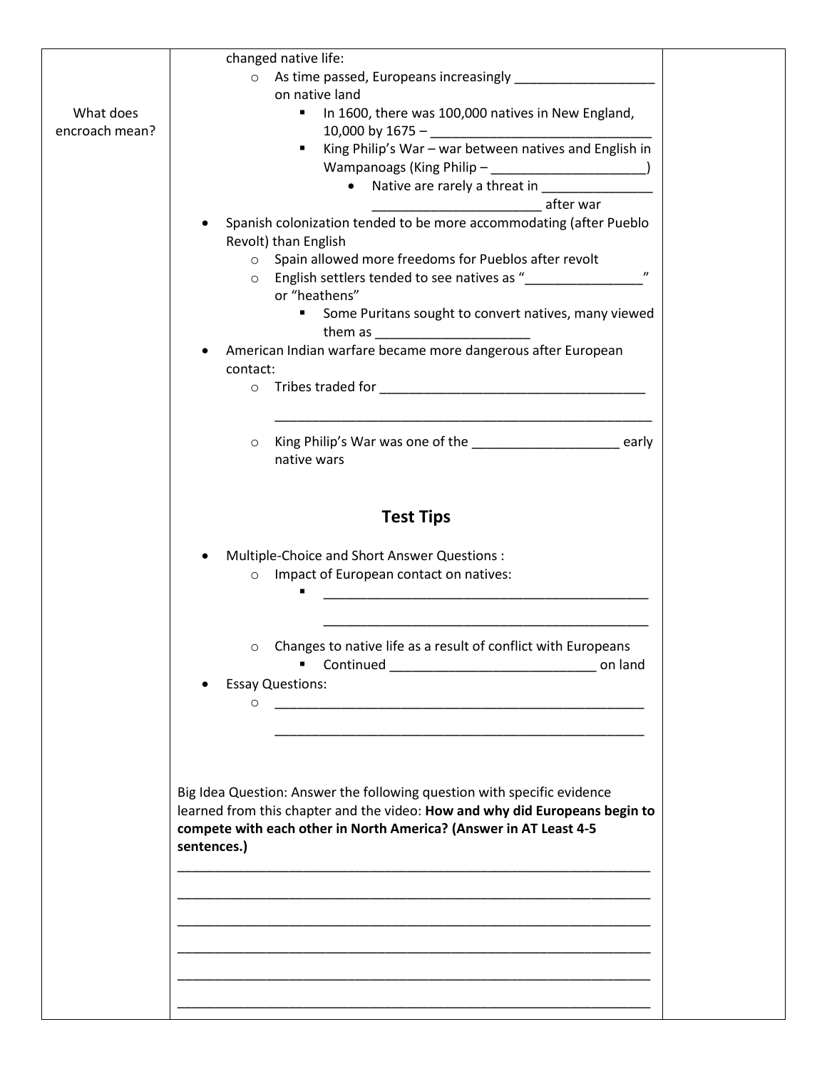| | | |
|---|---|---|
| What does encroach mean? | changed native life:<br>- As time passed, Europeans increasingly ___________________ on native land<br>  - In 1600, there was 100,000 natives in New England, 10,000 by 1675 – ______________________________<br>  - King Philip's War – war between natives and English in Wampanoags (King Philip – _____________________)<br>    - Native are rarely a threat in _______________ _______________________ after war<br><br>- Spanish colonization tended to be more accommodating (after Pueblo Revolt) than English<br>  - Spain allowed more freedoms for Pueblos after revolt<br>  - English settlers tended to see natives as "_______________" or "heathens"<br>    - Some Puritans sought to convert natives, many viewed them as _____________________<br><br>- American Indian warfare became more dangerous after European contact:<br>  - Tribes traded for ____________________________________ _____________________________________________________<br>  - King Philip's War was one of the ____________________ early native wars | |

## Test Tips

- Multiple-Choice and Short Answer Questions :
  - Impact of European contact on natives:
    - _____________________________________________ _____________________________________________
  - Changes to native life as a result of conflict with Europeans
    - Continued ____________________________ on land
- Essay Questions:
  - ____________________________________________________ ____________________________________________________

Big Idea Question: Answer the following question with specific evidence learned from this chapter and the video: **How and why did Europeans begin to compete with each other in North America? (Answer in AT Least 4-5 sentences.)**

_________________________________________________________________

_________________________________________________________________

_________________________________________________________________

_________________________________________________________________

_________________________________________________________________

_________________________________________________________________